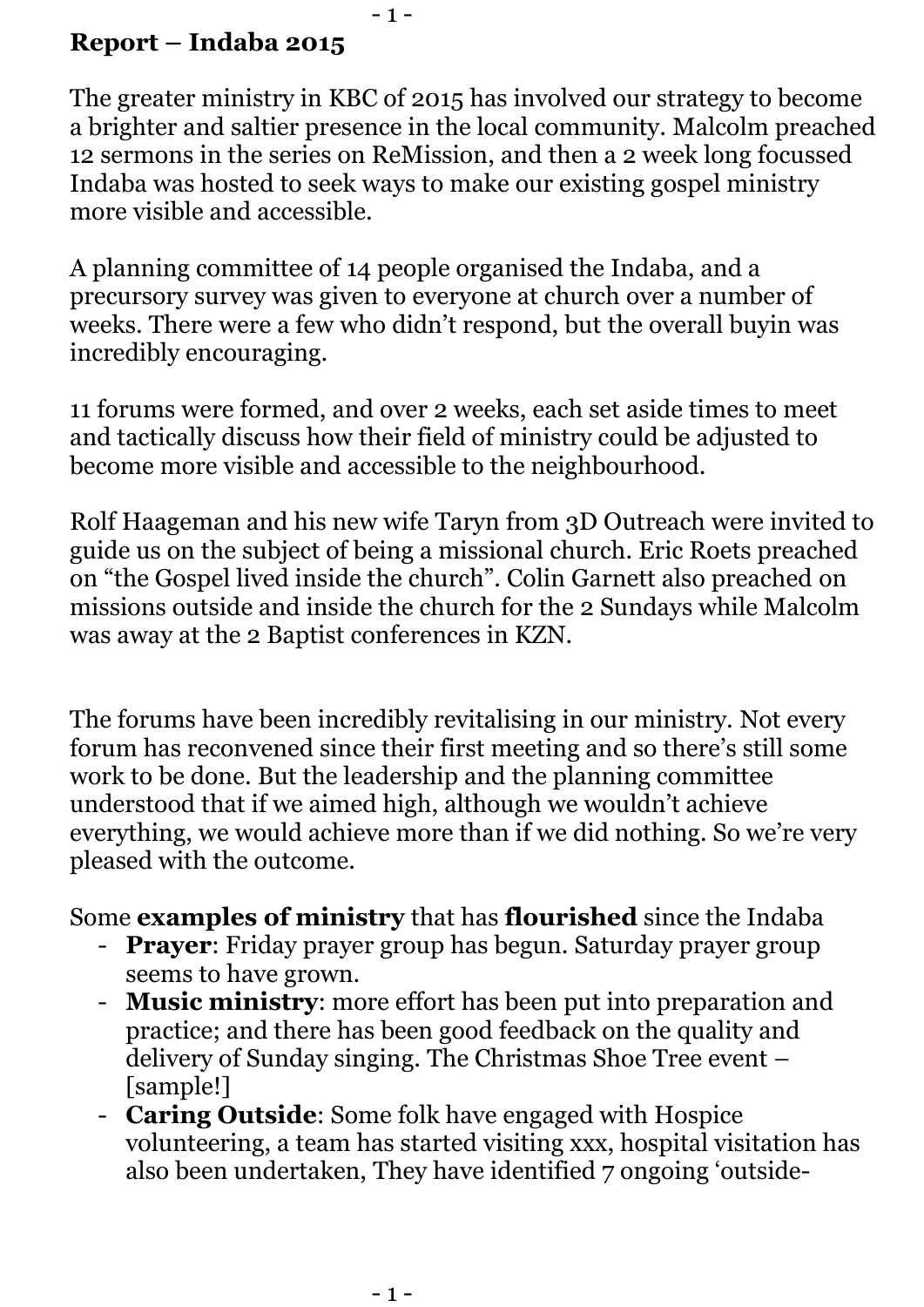**Report – Indaba 2015**

The greater ministry in KBC of 2015 has involved our strategy to become a brighter and saltier presence in the local community. Malcolm preached 12 sermons in the series on ReMission, and then a 2 week long focussed Indaba was hosted to seek ways to make our existing gospel ministry more visible and accessible.

A planning committee of 14 people organised the Indaba, and a precursory survey was given to everyone at church over a number of weeks. There were a few who didn't respond, but the overall buyin was incredibly encouraging.

11 forums were formed, and over 2 weeks, each set aside times to meet and tactically discuss how their field of ministry could be adjusted to become more visible and accessible to the neighbourhood.

Rolf Haageman and his new wife Taryn from 3D Outreach were invited to guide us on the subject of being a missional church. Eric Roets preached on "the Gospel lived inside the church". Colin Garnett also preached on missions outside and inside the church for the 2 Sundays while Malcolm was away at the 2 Baptist conferences in KZN.

The forums have been incredibly revitalising in our ministry. Not every forum has reconvened since their first meeting and so there's still some work to be done. But the leadership and the planning committee understood that if we aimed high, although we wouldn't achieve everything, we would achieve more than if we did nothing. So we're very pleased with the outcome.

Some **examples of ministry** that has **flourished** since the Indaba

- **Prayer**: Friday prayer group has begun. Saturday prayer group seems to have grown.
- **Music ministry**: more effort has been put into preparation and practice; and there has been good feedback on the quality and delivery of Sunday singing. The Christmas Shoe Tree event – [sample!]
- **Caring Outside**: Some folk have engaged with Hospice volunteering, a team has started visiting xxx, hospital visitation has also been undertaken, They have identified 7 ongoing 'outside-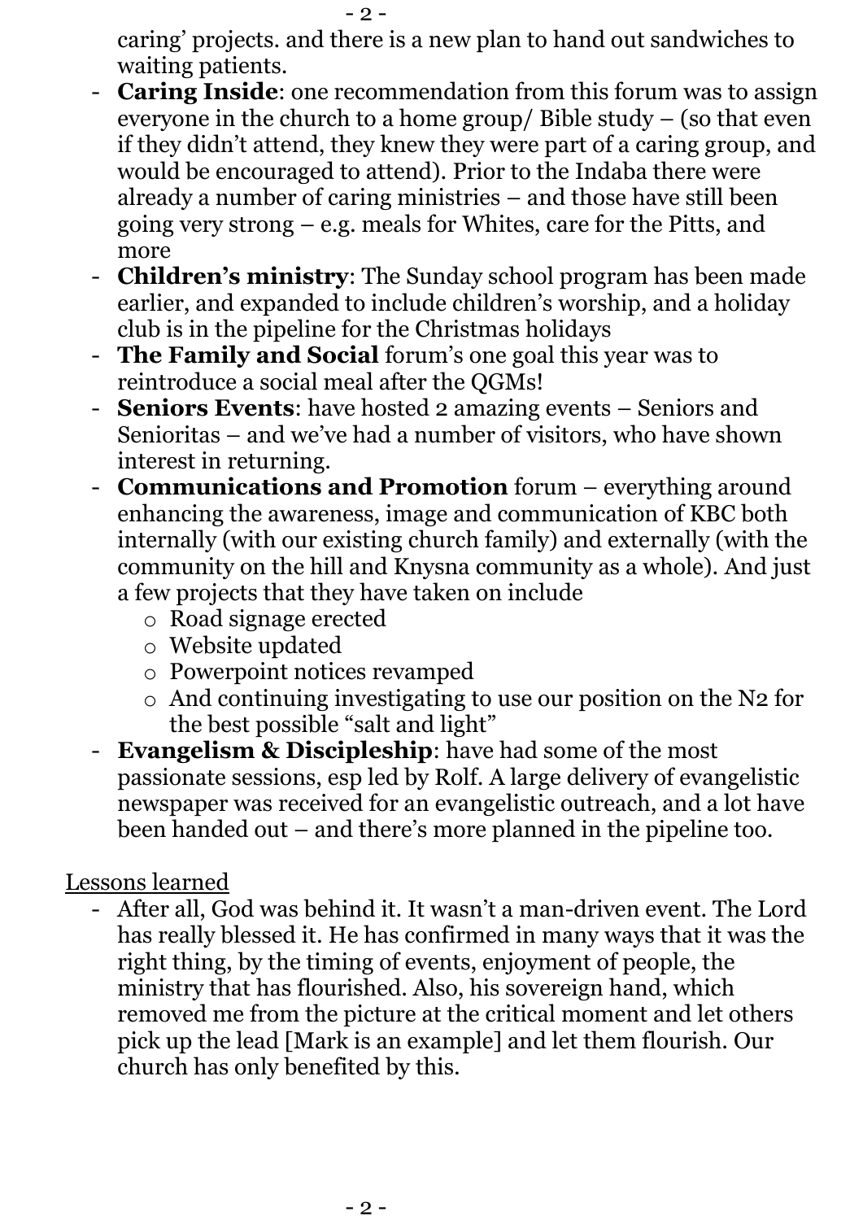caring' projects. and there is a new plan to hand out sandwiches to waiting patients.

- **Caring Inside**: one recommendation from this forum was to assign everyone in the church to a home group/ Bible study – (so that even if they didn't attend, they knew they were part of a caring group, and would be encouraged to attend). Prior to the Indaba there were already a number of caring ministries – and those have still been going very strong – e.g. meals for Whites, care for the Pitts, and more
- **Children's ministry**: The Sunday school program has been made earlier, and expanded to include children's worship, and a holiday club is in the pipeline for the Christmas holidays
- **The Family and Social** forum's one goal this year was to reintroduce a social meal after the QGMs!
- **Seniors Events**: have hosted 2 amazing events – Seniors and Senioritas – and we've had a number of visitors, who have shown interest in returning.
- **Communications and Promotion** forum – everything around enhancing the awareness, image and communication of KBC both internally (with our existing church family) and externally (with the community on the hill and Knysna community as a whole). And just a few projects that they have taken on include
  - Road signage erected
  - Website updated
  - Powerpoint notices revamped
  - And continuing investigating to use our position on the N2 for the best possible "salt and light"
- **Evangelism & Discipleship**: have had some of the most passionate sessions, esp led by Rolf. A large delivery of evangelistic newspaper was received for an evangelistic outreach, and a lot have been handed out – and there's more planned in the pipeline too.

<u>Lessons learned</u>

- After all, God was behind it. It wasn't a man-driven event. The Lord has really blessed it. He has confirmed in many ways that it was the right thing, by the timing of events, enjoyment of people, the ministry that has flourished. Also, his sovereign hand, which removed me from the picture at the critical moment and let others pick up the lead [Mark is an example] and let them flourish. Our church has only benefited by this.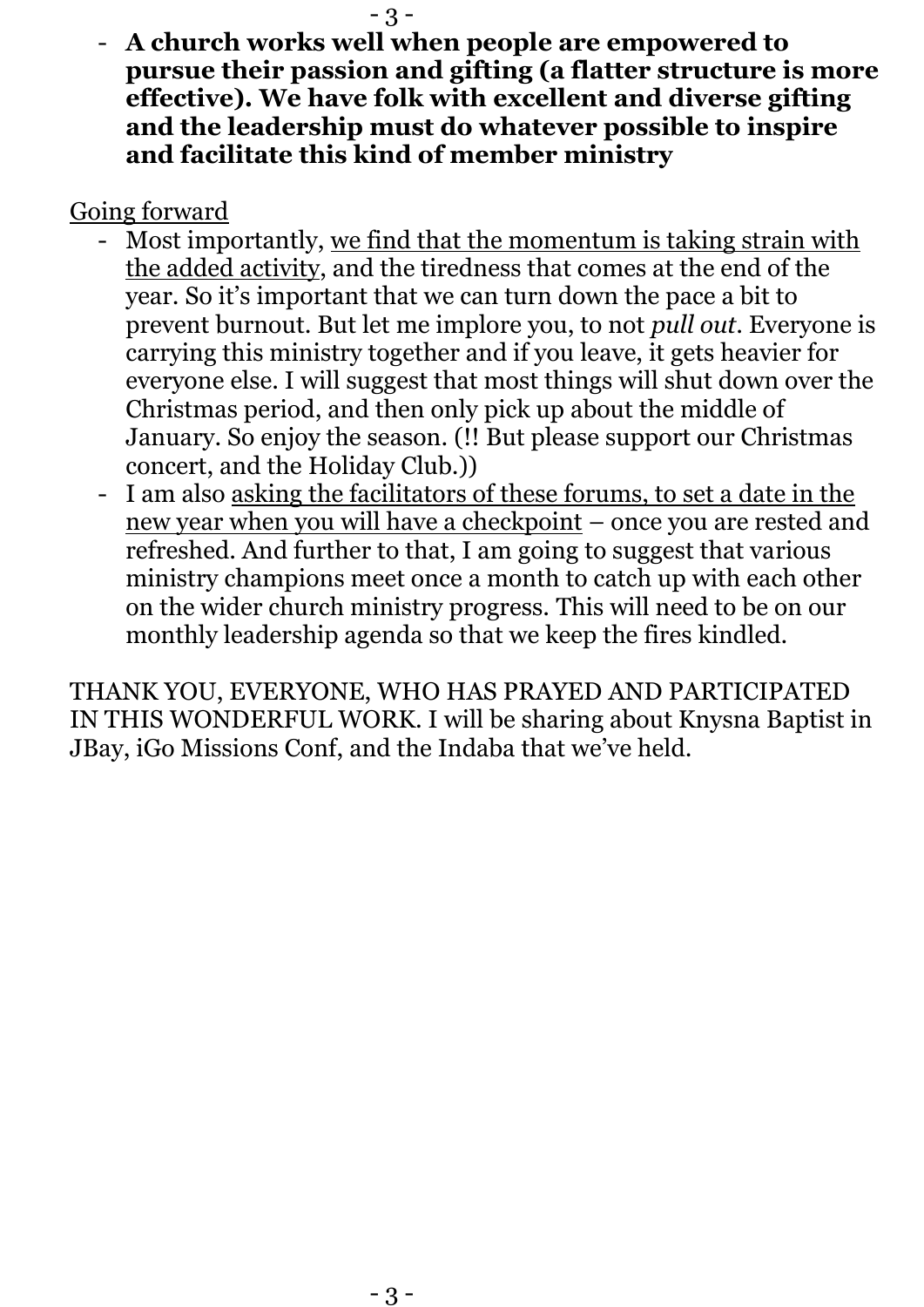- **A church works well when people are empowered to pursue their passion and gifting (a flatter structure is more effective). We have folk with excellent and diverse gifting and the leadership must do whatever possible to inspire and facilitate this kind of member ministry**

<u>Going forward</u>

- Most importantly, <u>we find that the momentum is taking strain with the added activity</u>, and the tiredness that comes at the end of the year. So it's important that we can turn down the pace a bit to prevent burnout. But let me implore you, to not *pull out*. Everyone is carrying this ministry together and if you leave, it gets heavier for everyone else. I will suggest that most things will shut down over the Christmas period, and then only pick up about the middle of January. So enjoy the season. (!! But please support our Christmas concert, and the Holiday Club.))
- I am also <u>asking the facilitators of these forums, to set a date in the new year when you will have a checkpoint</u> – once you are rested and refreshed. And further to that, I am going to suggest that various ministry champions meet once a month to catch up with each other on the wider church ministry progress. This will need to be on our monthly leadership agenda so that we keep the fires kindled.

THANK YOU, EVERYONE, WHO HAS PRAYED AND PARTICIPATED IN THIS WONDERFUL WORK. I will be sharing about Knysna Baptist in JBay, iGo Missions Conf, and the Indaba that we've held.